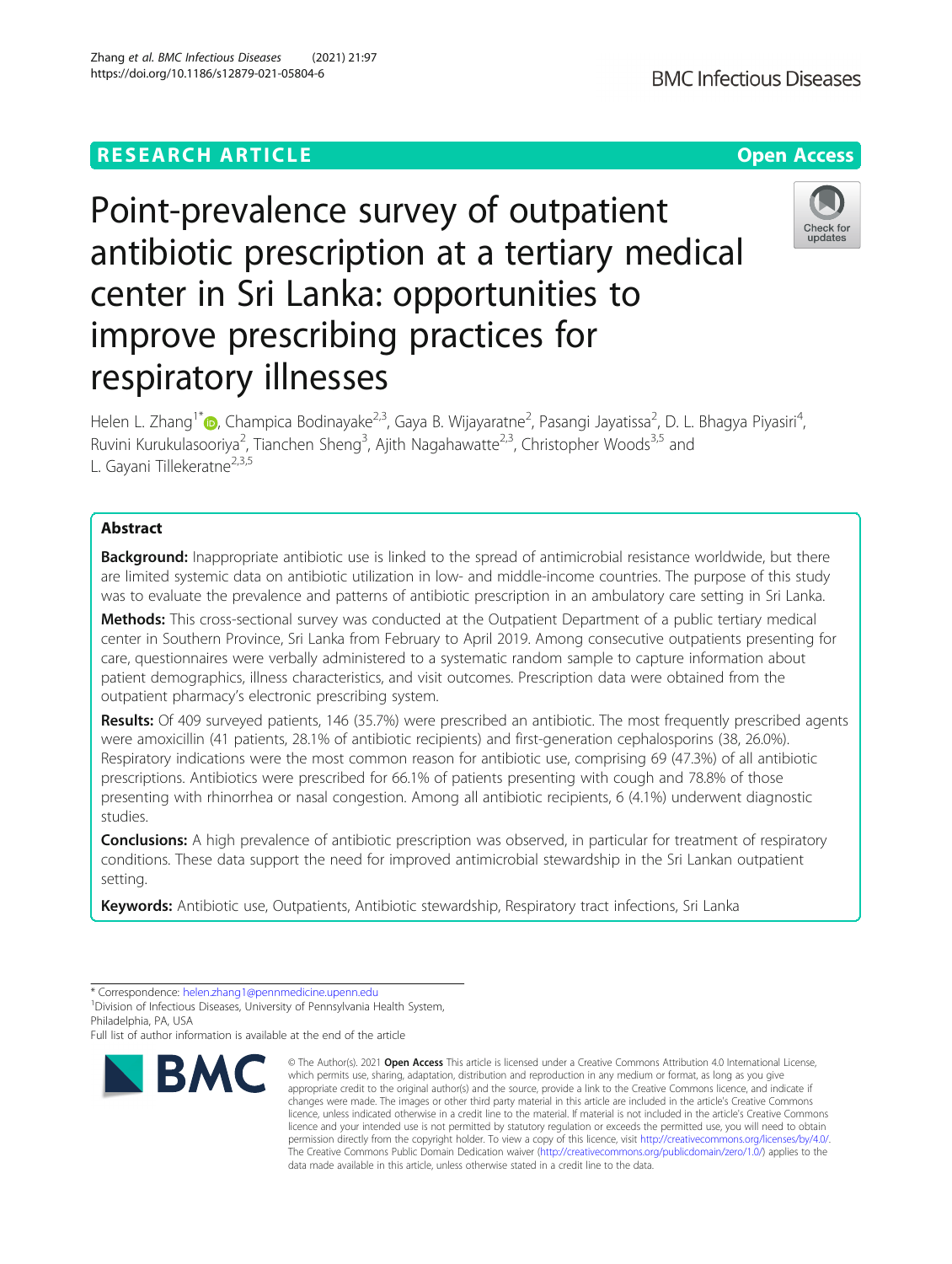RESEARCH ARTICLE

Open Access

# Point-prevalence survey of outpatient antibiotic prescription at a tertiary medical center in Sri Lanka: opportunities to improve prescribing practices for respiratory illnesses

Helen L. Zhang[1*], Champica Bodinayake[2,3], Gaya B. Wijayaratne[2], Pasangi Jayatissa[2], D. L. Bhagya Piyasiri[4], Ruvini Kurukulasooriya[2], Tianchen Sheng[3], Ajith Nagahawatte[2,3], Christopher Woods[3,5] and L. Gayani Tillekeratne[2,3,5]

## Abstract

**Background:** Inappropriate antibiotic use is linked to the spread of antimicrobial resistance worldwide, but there are limited systemic data on antibiotic utilization in low- and middle-income countries. The purpose of this study was to evaluate the prevalence and patterns of antibiotic prescription in an ambulatory care setting in Sri Lanka.

**Methods:** This cross-sectional survey was conducted at the Outpatient Department of a public tertiary medical center in Southern Province, Sri Lanka from February to April 2019. Among consecutive outpatients presenting for care, questionnaires were verbally administered to a systematic random sample to capture information about patient demographics, illness characteristics, and visit outcomes. Prescription data were obtained from the outpatient pharmacy's electronic prescribing system.

**Results:** Of 409 surveyed patients, 146 (35.7%) were prescribed an antibiotic. The most frequently prescribed agents were amoxicillin (41 patients, 28.1% of antibiotic recipients) and first-generation cephalosporins (38, 26.0%). Respiratory indications were the most common reason for antibiotic use, comprising 69 (47.3%) of all antibiotic prescriptions. Antibiotics were prescribed for 66.1% of patients presenting with cough and 78.8% of those presenting with rhinorrhea or nasal congestion. Among all antibiotic recipients, 6 (4.1%) underwent diagnostic studies.

**Conclusions:** A high prevalence of antibiotic prescription was observed, in particular for treatment of respiratory conditions. These data support the need for improved antimicrobial stewardship in the Sri Lankan outpatient setting.

**Keywords:** Antibiotic use, Outpatients, Antibiotic stewardship, Respiratory tract infections, Sri Lanka

* Correspondence: helen.zhang1@pennmedicine.upenn.edu
[1]Division of Infectious Diseases, University of Pennsylvania Health System, Philadelphia, PA, USA
Full list of author information is available at the end of the article

© The Author(s). 2021 **Open Access** This article is licensed under a Creative Commons Attribution 4.0 International License, which permits use, sharing, adaptation, distribution and reproduction in any medium or format, as long as you give appropriate credit to the original author(s) and the source, provide a link to the Creative Commons licence, and indicate if changes were made. The images or other third party material in this article are included in the article's Creative Commons licence, unless indicated otherwise in a credit line to the material. If material is not included in the article's Creative Commons licence and your intended use is not permitted by statutory regulation or exceeds the permitted use, you will need to obtain permission directly from the copyright holder. To view a copy of this licence, visit http://creativecommons.org/licenses/by/4.0/. The Creative Commons Public Domain Dedication waiver (http://creativecommons.org/publicdomain/zero/1.0/) applies to the data made available in this article, unless otherwise stated in a credit line to the data.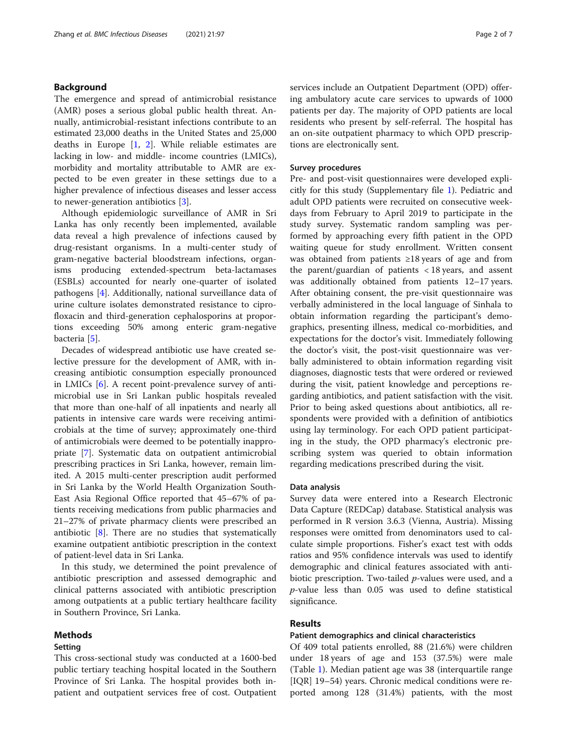## Background

The emergence and spread of antimicrobial resistance (AMR) poses a serious global public health threat. Annually, antimicrobial-resistant infections contribute to an estimated 23,000 deaths in the United States and 25,000 deaths in Europe [1, 2]. While reliable estimates are lacking in low- and middle- income countries (LMICs), morbidity and mortality attributable to AMR are expected to be even greater in these settings due to a higher prevalence of infectious diseases and lesser access to newer-generation antibiotics [3].

Although epidemiologic surveillance of AMR in Sri Lanka has only recently been implemented, available data reveal a high prevalence of infections caused by drug-resistant organisms. In a multi-center study of gram-negative bacterial bloodstream infections, organisms producing extended-spectrum beta-lactamases (ESBLs) accounted for nearly one-quarter of isolated pathogens [4]. Additionally, national surveillance data of urine culture isolates demonstrated resistance to ciprofloxacin and third-generation cephalosporins at proportions exceeding 50% among enteric gram-negative bacteria [5].

Decades of widespread antibiotic use have created selective pressure for the development of AMR, with increasing antibiotic consumption especially pronounced in LMICs [6]. A recent point-prevalence survey of antimicrobial use in Sri Lankan public hospitals revealed that more than one-half of all inpatients and nearly all patients in intensive care wards were receiving antimicrobials at the time of survey; approximately one-third of antimicrobials were deemed to be potentially inappropriate [7]. Systematic data on outpatient antimicrobial prescribing practices in Sri Lanka, however, remain limited. A 2015 multi-center prescription audit performed in Sri Lanka by the World Health Organization South-East Asia Regional Office reported that 45–67% of patients receiving medications from public pharmacies and 21–27% of private pharmacy clients were prescribed an antibiotic [8]. There are no studies that systematically examine outpatient antibiotic prescription in the context of patient-level data in Sri Lanka.

In this study, we determined the point prevalence of antibiotic prescription and assessed demographic and clinical patterns associated with antibiotic prescription among outpatients at a public tertiary healthcare facility in Southern Province, Sri Lanka.

## Methods

### Setting

This cross-sectional study was conducted at a 1600-bed public tertiary teaching hospital located in the Southern Province of Sri Lanka. The hospital provides both inpatient and outpatient services free of cost. Outpatient services include an Outpatient Department (OPD) offering ambulatory acute care services to upwards of 1000 patients per day. The majority of OPD patients are local residents who present by self-referral. The hospital has an on-site outpatient pharmacy to which OPD prescriptions are electronically sent.

### Survey procedures

Pre- and post-visit questionnaires were developed explicitly for this study (Supplementary file 1). Pediatric and adult OPD patients were recruited on consecutive weekdays from February to April 2019 to participate in the study survey. Systematic random sampling was performed by approaching every fifth patient in the OPD waiting queue for study enrollment. Written consent was obtained from patients ≥18 years of age and from the parent/guardian of patients < 18 years, and assent was additionally obtained from patients 12–17 years. After obtaining consent, the pre-visit questionnaire was verbally administered in the local language of Sinhala to obtain information regarding the participant's demographics, presenting illness, medical co-morbidities, and expectations for the doctor's visit. Immediately following the doctor's visit, the post-visit questionnaire was verbally administered to obtain information regarding visit diagnoses, diagnostic tests that were ordered or reviewed during the visit, patient knowledge and perceptions regarding antibiotics, and patient satisfaction with the visit. Prior to being asked questions about antibiotics, all respondents were provided with a definition of antibiotics using lay terminology. For each OPD patient participating in the study, the OPD pharmacy's electronic prescribing system was queried to obtain information regarding medications prescribed during the visit.

### Data analysis

Survey data were entered into a Research Electronic Data Capture (REDCap) database. Statistical analysis was performed in R version 3.6.3 (Vienna, Austria). Missing responses were omitted from denominators used to calculate simple proportions. Fisher's exact test with odds ratios and 95% confidence intervals was used to identify demographic and clinical features associated with antibiotic prescription. Two-tailed *p*-values were used, and a *p*-value less than 0.05 was used to define statistical significance.

## Results

### Patient demographics and clinical characteristics

Of 409 total patients enrolled, 88 (21.6%) were children under 18 years of age and 153 (37.5%) were male (Table 1). Median patient age was 38 (interquartile range [IQR] 19–54) years. Chronic medical conditions were reported among 128 (31.4%) patients, with the most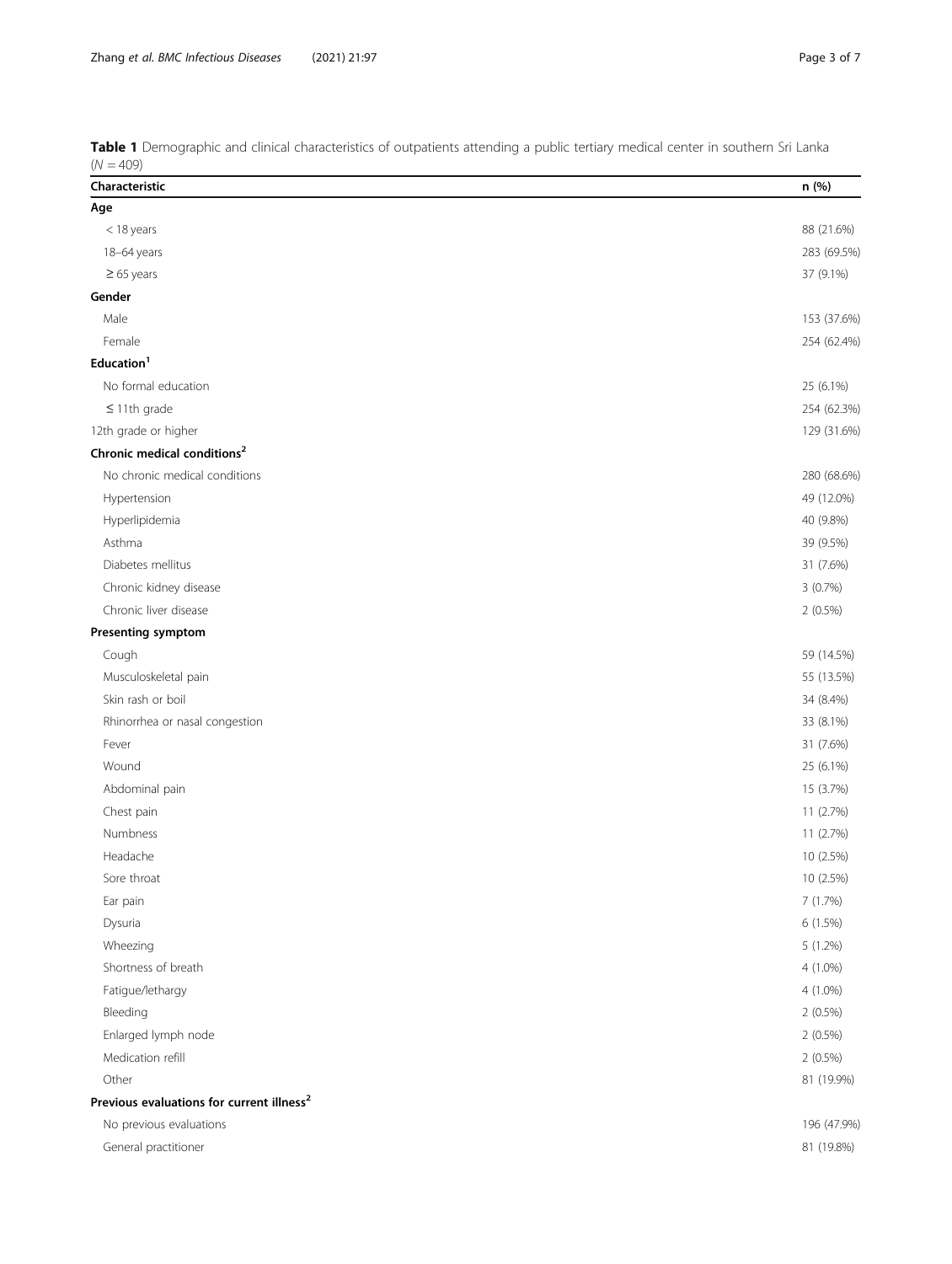**Table 1** Demographic and clinical characteristics of outpatients attending a public tertiary medical center in southern Sri Lanka ($N = 409$)

| Characteristic | n (%) |
|---|---|
| **Age** | |
| < 18 years | 88 (21.6%) |
| 18–64 years | 283 (69.5%) |
| ≥ 65 years | 37 (9.1%) |
| **Gender** | |
| Male | 153 (37.6%) |
| Female | 254 (62.4%) |
| **Education[1]** | |
| No formal education | 25 (6.1%) |
| ≤ 11th grade | 254 (62.3%) |
| 12th grade or higher | 129 (31.6%) |
| **Chronic medical conditions[2]** | |
| No chronic medical conditions | 280 (68.6%) |
| Hypertension | 49 (12.0%) |
| Hyperlipidemia | 40 (9.8%) |
| Asthma | 39 (9.5%) |
| Diabetes mellitus | 31 (7.6%) |
| Chronic kidney disease | 3 (0.7%) |
| Chronic liver disease | 2 (0.5%) |
| **Presenting symptom** | |
| Cough | 59 (14.5%) |
| Musculoskeletal pain | 55 (13.5%) |
| Skin rash or boil | 34 (8.4%) |
| Rhinorrhea or nasal congestion | 33 (8.1%) |
| Fever | 31 (7.6%) |
| Wound | 25 (6.1%) |
| Abdominal pain | 15 (3.7%) |
| Chest pain | 11 (2.7%) |
| Numbness | 11 (2.7%) |
| Headache | 10 (2.5%) |
| Sore throat | 10 (2.5%) |
| Ear pain | 7 (1.7%) |
| Dysuria | 6 (1.5%) |
| Wheezing | 5 (1.2%) |
| Shortness of breath | 4 (1.0%) |
| Fatigue/lethargy | 4 (1.0%) |
| Bleeding | 2 (0.5%) |
| Enlarged lymph node | 2 (0.5%) |
| Medication refill | 2 (0.5%) |
| Other | 81 (19.9%) |
| **Previous evaluations for current illness[2]** | |
| No previous evaluations | 196 (47.9%) |
| General practitioner | 81 (19.8%) |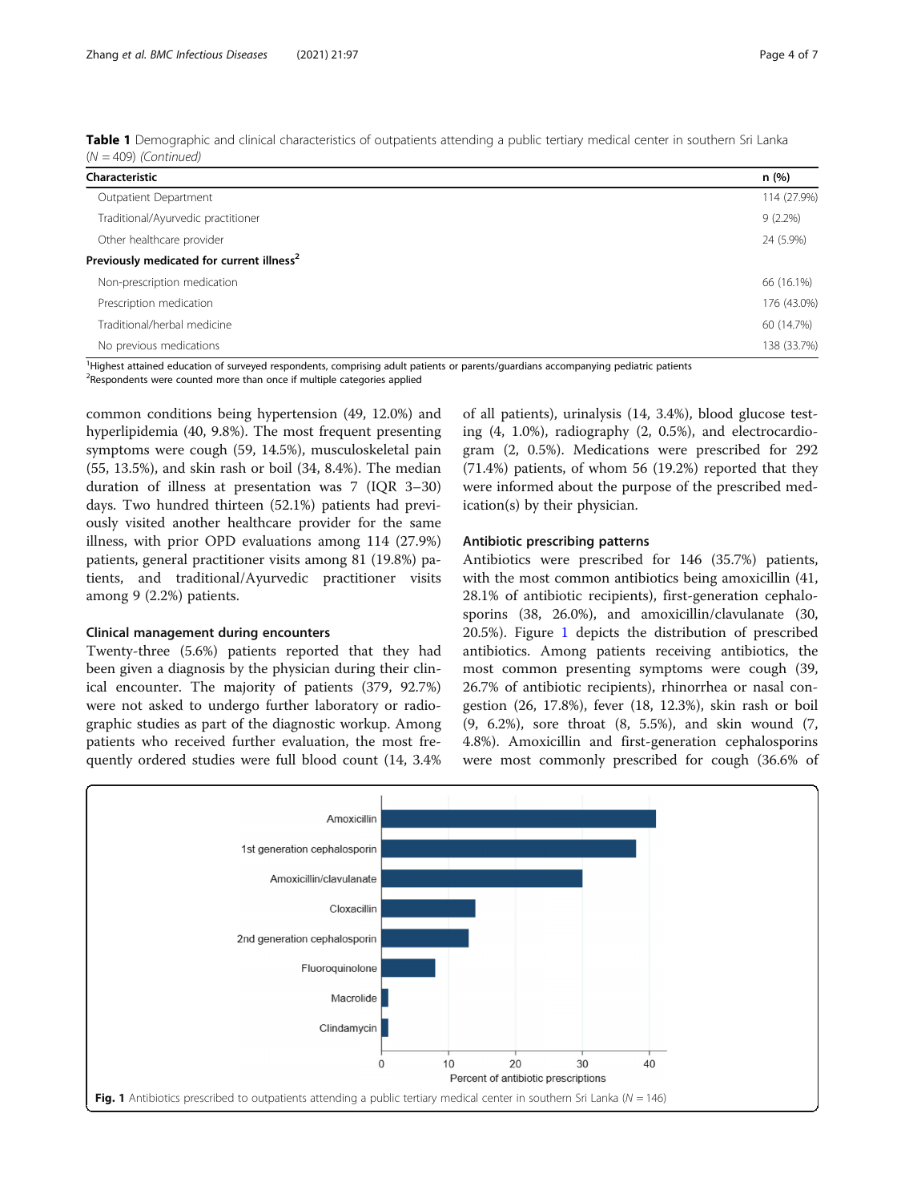**Table 1** Demographic and clinical characteristics of outpatients attending a public tertiary medical center in southern Sri Lanka (*N* = 409) *(Continued)*

| Characteristic | n (%) |
|---|---|
| Outpatient Department | 114 (27.9%) |
| Traditional/Ayurvedic practitioner | 9 (2.2%) |
| Other healthcare provider | 24 (5.9%) |
| **Previously medicated for current illness**[2] | |
| Non-prescription medication | 66 (16.1%) |
| Prescription medication | 176 (43.0%) |
| Traditional/herbal medicine | 60 (14.7%) |
| No previous medications | 138 (33.7%) |

[1]Highest attained education of surveyed respondents, comprising adult patients or parents/guardians accompanying pediatric patients
[2]Respondents were counted more than once if multiple categories applied

common conditions being hypertension (49, 12.0%) and hyperlipidemia (40, 9.8%). The most frequent presenting symptoms were cough (59, 14.5%), musculoskeletal pain (55, 13.5%), and skin rash or boil (34, 8.4%). The median duration of illness at presentation was 7 (IQR 3–30) days. Two hundred thirteen (52.1%) patients had previously visited another healthcare provider for the same illness, with prior OPD evaluations among 114 (27.9%) patients, general practitioner visits among 81 (19.8%) patients, and traditional/Ayurvedic practitioner visits among 9 (2.2%) patients.

### Clinical management during encounters

Twenty-three (5.6%) patients reported that they had been given a diagnosis by the physician during their clinical encounter. The majority of patients (379, 92.7%) were not asked to undergo further laboratory or radiographic studies as part of the diagnostic workup. Among patients who received further evaluation, the most frequently ordered studies were full blood count (14, 3.4% of all patients), urinalysis (14, 3.4%), blood glucose testing (4, 1.0%), radiography (2, 0.5%), and electrocardiogram (2, 0.5%). Medications were prescribed for 292 (71.4%) patients, of whom 56 (19.2%) reported that they were informed about the purpose of the prescribed medication(s) by their physician.

### Antibiotic prescribing patterns

Antibiotics were prescribed for 146 (35.7%) patients, with the most common antibiotics being amoxicillin (41, 28.1% of antibiotic recipients), first-generation cephalosporins (38, 26.0%), and amoxicillin/clavulanate (30, 20.5%). Figure 1 depicts the distribution of prescribed antibiotics. Among patients receiving antibiotics, the most common presenting symptoms were cough (39, 26.7% of antibiotic recipients), rhinorrhea or nasal congestion (26, 17.8%), fever (18, 12.3%), skin rash or boil (9, 6.2%), sore throat (8, 5.5%), and skin wound (7, 4.8%). Amoxicillin and first-generation cephalosporins were most commonly prescribed for cough (36.6% of

**Fig. 1** Antibiotics prescribed to outpatients attending a public tertiary medical center in southern Sri Lanka (*N* = 146)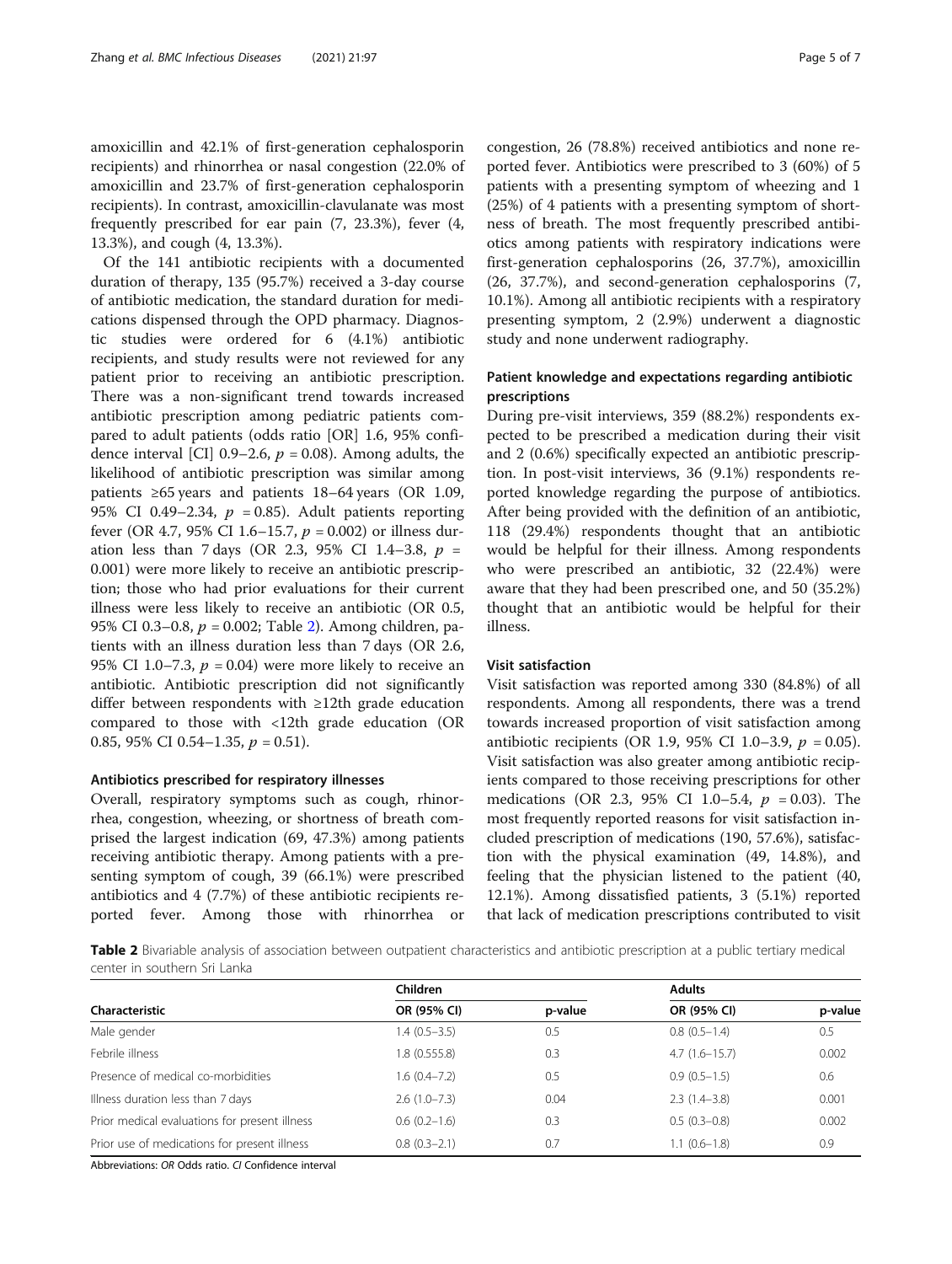amoxicillin and 42.1% of first-generation cephalosporin recipients) and rhinorrhea or nasal congestion (22.0% of amoxicillin and 23.7% of first-generation cephalosporin recipients). In contrast, amoxicillin-clavulanate was most frequently prescribed for ear pain (7, 23.3%), fever (4, 13.3%), and cough (4, 13.3%).

Of the 141 antibiotic recipients with a documented duration of therapy, 135 (95.7%) received a 3-day course of antibiotic medication, the standard duration for medications dispensed through the OPD pharmacy. Diagnostic studies were ordered for 6 (4.1%) antibiotic recipients, and study results were not reviewed for any patient prior to receiving an antibiotic prescription. There was a non-significant trend towards increased antibiotic prescription among pediatric patients compared to adult patients (odds ratio [OR] 1.6, 95% confidence interval [CI] 0.9–2.6, $p = 0.08$). Among adults, the likelihood of antibiotic prescription was similar among patients ≥65 years and patients 18–64 years (OR 1.09, 95% CI 0.49–2.34, $p = 0.85$). Adult patients reporting fever (OR 4.7, 95% CI 1.6–15.7, $p = 0.002$) or illness duration less than 7 days (OR 2.3, 95% CI 1.4–3.8, $p = 0.001$) were more likely to receive an antibiotic prescription; those who had prior evaluations for their current illness were less likely to receive an antibiotic (OR 0.5, 95% CI 0.3–0.8, $p = 0.002$; Table 2). Among children, patients with an illness duration less than 7 days (OR 2.6, 95% CI 1.0–7.3, $p = 0.04$) were more likely to receive an antibiotic. Antibiotic prescription did not significantly differ between respondents with ≥12th grade education compared to those with <12th grade education (OR 0.85, 95% CI 0.54–1.35, $p = 0.51$).

### Antibiotics prescribed for respiratory illnesses

Overall, respiratory symptoms such as cough, rhinorrhea, congestion, wheezing, or shortness of breath comprised the largest indication (69, 47.3%) among patients receiving antibiotic therapy. Among patients with a presenting symptom of cough, 39 (66.1%) were prescribed antibiotics and 4 (7.7%) of these antibiotic recipients reported fever. Among those with rhinorrhea or congestion, 26 (78.8%) received antibiotics and none reported fever. Antibiotics were prescribed to 3 (60%) of 5 patients with a presenting symptom of wheezing and 1 (25%) of 4 patients with a presenting symptom of shortness of breath. The most frequently prescribed antibiotics among patients with respiratory indications were first-generation cephalosporins (26, 37.7%), amoxicillin (26, 37.7%), and second-generation cephalosporins (7, 10.1%). Among all antibiotic recipients with a respiratory presenting symptom, 2 (2.9%) underwent a diagnostic study and none underwent radiography.

### Patient knowledge and expectations regarding antibiotic prescriptions

During pre-visit interviews, 359 (88.2%) respondents expected to be prescribed a medication during their visit and 2 (0.6%) specifically expected an antibiotic prescription. In post-visit interviews, 36 (9.1%) respondents reported knowledge regarding the purpose of antibiotics. After being provided with the definition of an antibiotic, 118 (29.4%) respondents thought that an antibiotic would be helpful for their illness. Among respondents who were prescribed an antibiotic, 32 (22.4%) were aware that they had been prescribed one, and 50 (35.2%) thought that an antibiotic would be helpful for their illness.

### Visit satisfaction

Visit satisfaction was reported among 330 (84.8%) of all respondents. Among all respondents, there was a trend towards increased proportion of visit satisfaction among antibiotic recipients (OR 1.9, 95% CI 1.0–3.9, $p = 0.05$). Visit satisfaction was also greater among antibiotic recipients compared to those receiving prescriptions for other medications (OR 2.3, 95% CI 1.0–5.4, $p = 0.03$). The most frequently reported reasons for visit satisfaction included prescription of medications (190, 57.6%), satisfaction with the physical examination (49, 14.8%), and feeling that the physician listened to the patient (40, 12.1%). Among dissatisfied patients, 3 (5.1%) reported that lack of medication prescriptions contributed to visit

**Table 2** Bivariable analysis of association between outpatient characteristics and antibiotic prescription at a public tertiary medical center in southern Sri Lanka

| Characteristic | Children | | Adults | |
|---|---|---|---|---|
| | OR (95% CI) | p-value | OR (95% CI) | p-value |
| Male gender | 1.4 (0.5–3.5) | 0.5 | 0.8 (0.5–1.4) | 0.5 |
| Febrile illness | 1.8 (0.555.8) | 0.3 | 4.7 (1.6–15.7) | 0.002 |
| Presence of medical co-morbidities | 1.6 (0.4–7.2) | 0.5 | 0.9 (0.5–1.5) | 0.6 |
| Illness duration less than 7 days | 2.6 (1.0–7.3) | 0.04 | 2.3 (1.4–3.8) | 0.001 |
| Prior medical evaluations for present illness | 0.6 (0.2–1.6) | 0.3 | 0.5 (0.3–0.8) | 0.002 |
| Prior use of medications for present illness | 0.8 (0.3–2.1) | 0.7 | 1.1 (0.6–1.8) | 0.9 |

Abbreviations: *OR* Odds ratio. *CI* Confidence interval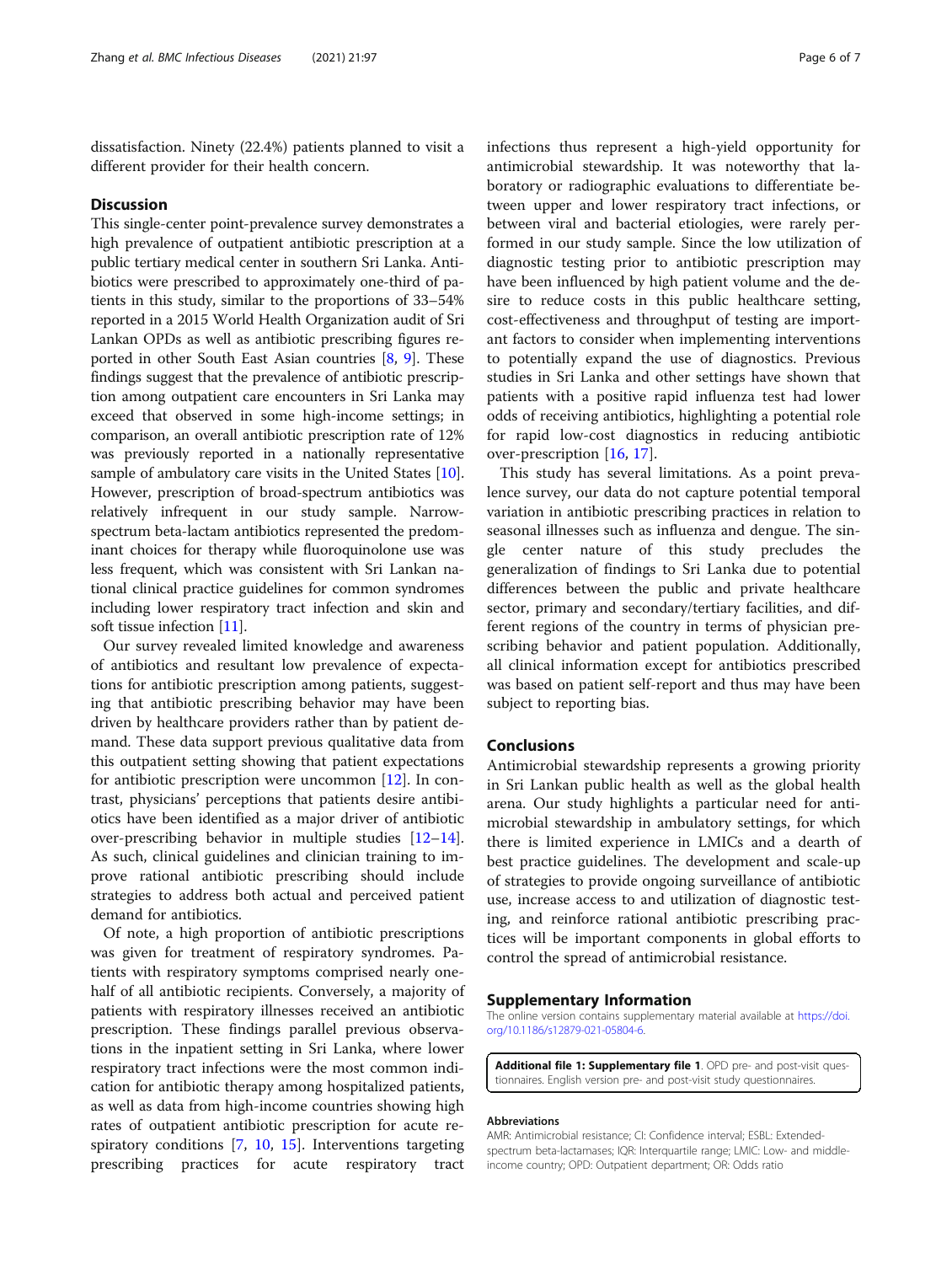dissatisfaction. Ninety (22.4%) patients planned to visit a different provider for their health concern.

## Discussion

This single-center point-prevalence survey demonstrates a high prevalence of outpatient antibiotic prescription at a public tertiary medical center in southern Sri Lanka. Antibiotics were prescribed to approximately one-third of patients in this study, similar to the proportions of 33–54% reported in a 2015 World Health Organization audit of Sri Lankan OPDs as well as antibiotic prescribing figures reported in other South East Asian countries [8, 9]. These findings suggest that the prevalence of antibiotic prescription among outpatient care encounters in Sri Lanka may exceed that observed in some high-income settings; in comparison, an overall antibiotic prescription rate of 12% was previously reported in a nationally representative sample of ambulatory care visits in the United States [10]. However, prescription of broad-spectrum antibiotics was relatively infrequent in our study sample. Narrow-spectrum beta-lactam antibiotics represented the predominant choices for therapy while fluoroquinolone use was less frequent, which was consistent with Sri Lankan national clinical practice guidelines for common syndromes including lower respiratory tract infection and skin and soft tissue infection [11].

Our survey revealed limited knowledge and awareness of antibiotics and resultant low prevalence of expectations for antibiotic prescription among patients, suggesting that antibiotic prescribing behavior may have been driven by healthcare providers rather than by patient demand. These data support previous qualitative data from this outpatient setting showing that patient expectations for antibiotic prescription were uncommon [12]. In contrast, physicians' perceptions that patients desire antibiotics have been identified as a major driver of antibiotic over-prescribing behavior in multiple studies [12–14]. As such, clinical guidelines and clinician training to improve rational antibiotic prescribing should include strategies to address both actual and perceived patient demand for antibiotics.

Of note, a high proportion of antibiotic prescriptions was given for treatment of respiratory syndromes. Patients with respiratory symptoms comprised nearly one-half of all antibiotic recipients. Conversely, a majority of patients with respiratory illnesses received an antibiotic prescription. These findings parallel previous observations in the inpatient setting in Sri Lanka, where lower respiratory tract infections were the most common indication for antibiotic therapy among hospitalized patients, as well as data from high-income countries showing high rates of outpatient antibiotic prescription for acute respiratory conditions [7, 10, 15]. Interventions targeting prescribing practices for acute respiratory tract infections thus represent a high-yield opportunity for antimicrobial stewardship. It was noteworthy that laboratory or radiographic evaluations to differentiate between upper and lower respiratory tract infections, or between viral and bacterial etiologies, were rarely performed in our study sample. Since the low utilization of diagnostic testing prior to antibiotic prescription may have been influenced by high patient volume and the desire to reduce costs in this public healthcare setting, cost-effectiveness and throughput of testing are important factors to consider when implementing interventions to potentially expand the use of diagnostics. Previous studies in Sri Lanka and other settings have shown that patients with a positive rapid influenza test had lower odds of receiving antibiotics, highlighting a potential role for rapid low-cost diagnostics in reducing antibiotic over-prescription [16, 17].

This study has several limitations. As a point prevalence survey, our data do not capture potential temporal variation in antibiotic prescribing practices in relation to seasonal illnesses such as influenza and dengue. The single center nature of this study precludes the generalization of findings to Sri Lanka due to potential differences between the public and private healthcare sector, primary and secondary/tertiary facilities, and different regions of the country in terms of physician prescribing behavior and patient population. Additionally, all clinical information except for antibiotics prescribed was based on patient self-report and thus may have been subject to reporting bias.

## Conclusions

Antimicrobial stewardship represents a growing priority in Sri Lankan public health as well as the global health arena. Our study highlights a particular need for antimicrobial stewardship in ambulatory settings, for which there is limited experience in LMICs and a dearth of best practice guidelines. The development and scale-up of strategies to provide ongoing surveillance of antibiotic use, increase access to and utilization of diagnostic testing, and reinforce rational antibiotic prescribing practices will be important components in global efforts to control the spread of antimicrobial resistance.

## Supplementary Information

The online version contains supplementary material available at https://doi.org/10.1186/s12879-021-05804-6.

**Additional file 1: Supplementary file 1**. OPD pre- and post-visit questionnaires. English version pre- and post-visit study questionnaires.

### Abbreviations

AMR: Antimicrobial resistance; CI: Confidence interval; ESBL: Extended-spectrum beta-lactamases; IQR: Interquartile range; LMIC: Low- and middle-income country; OPD: Outpatient department; OR: Odds ratio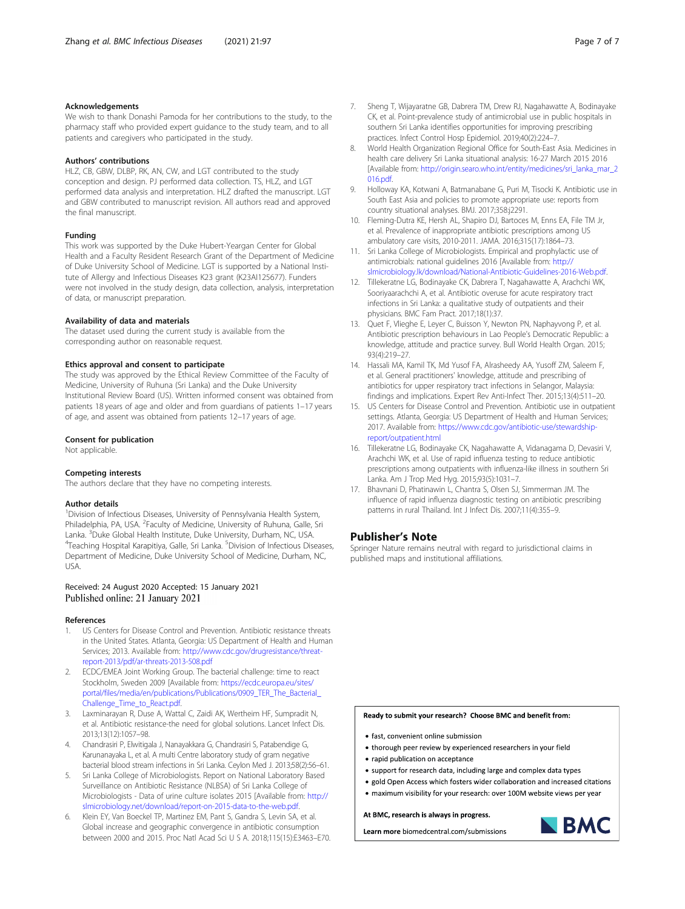### Acknowledgements

We wish to thank Donashi Pamoda for her contributions to the study, to the pharmacy staff who provided expert guidance to the study team, and to all patients and caregivers who participated in the study.

### Authors' contributions

HLZ, CB, GBW, DLBP, RK, AN, CW, and LGT contributed to the study conception and design. PJ performed data collection. TS, HLZ, and LGT performed data analysis and interpretation. HLZ drafted the manuscript. LGT and GBW contributed to manuscript revision. All authors read and approved the final manuscript.

### Funding

This work was supported by the Duke Hubert-Yeargan Center for Global Health and a Faculty Resident Research Grant of the Department of Medicine of Duke University School of Medicine. LGT is supported by a National Institute of Allergy and Infectious Diseases K23 grant (K23AI125677). Funders were not involved in the study design, data collection, analysis, interpretation of data, or manuscript preparation.

### Availability of data and materials

The dataset used during the current study is available from the corresponding author on reasonable request.

### Ethics approval and consent to participate

The study was approved by the Ethical Review Committee of the Faculty of Medicine, University of Ruhuna (Sri Lanka) and the Duke University Institutional Review Board (US). Written informed consent was obtained from patients 18 years of age and older and from guardians of patients 1–17 years of age, and assent was obtained from patients 12–17 years of age.

### Consent for publication

Not applicable.

### Competing interests

The authors declare that they have no competing interests.

### Author details

[1]Division of Infectious Diseases, University of Pennsylvania Health System, Philadelphia, PA, USA. [2]Faculty of Medicine, University of Ruhuna, Galle, Sri Lanka. [3]Duke Global Health Institute, Duke University, Durham, NC, USA. [4]Teaching Hospital Karapitiya, Galle, Sri Lanka. [5]Division of Infectious Diseases, Department of Medicine, Duke University School of Medicine, Durham, NC, USA.

Received: 24 August 2020 Accepted: 15 January 2021
Published online: 21 January 2021

### References

1. US Centers for Disease Control and Prevention. Antibiotic resistance threats in the United States. Atlanta, Georgia: US Department of Health and Human Services; 2013. Available from: http://www.cdc.gov/drugresistance/threat-report-2013/pdf/ar-threats-2013-508.pdf
2. ECDC/EMEA Joint Working Group. The bacterial challenge: time to react Stockholm, Sweden 2009 [Available from: https://ecdc.europa.eu/sites/portal/files/media/en/publications/Publications/0909_TER_The_Bacterial_Challenge_Time_to_React.pdf.
3. Laxminarayan R, Duse A, Wattal C, Zaidi AK, Wertheim HF, Sumpradit N, et al. Antibiotic resistance-the need for global solutions. Lancet Infect Dis. 2013;13(12):1057–98.
4. Chandrasiri P, Elwitigala J, Nanayakkara G, Chandrasiri S, Patabendige G, Karunanayaka L, et al. A multi Centre laboratory study of gram negative bacterial blood stream infections in Sri Lanka. Ceylon Med J. 2013;58(2):56–61.
5. Sri Lanka College of Microbiologists. Report on National Laboratory Based Surveillance on Antibiotic Resistance (NLBSA) of Sri Lanka College of Microbiologists - Data of urine culture isolates 2015 [Available from: http://slmicrobiology.net/download/report-on-2015-data-to-the-web.pdf.
6. Klein EY, Van Boeckel TP, Martinez EM, Pant S, Gandra S, Levin SA, et al. Global increase and geographic convergence in antibiotic consumption between 2000 and 2015. Proc Natl Acad Sci U S A. 2018;115(15):E3463–E70.
7. Sheng T, Wijayaratne GB, Dabrera TM, Drew RJ, Nagahawatte A, Bodinayake CK, et al. Point-prevalence study of antimicrobial use in public hospitals in southern Sri Lanka identifies opportunities for improving prescribing practices. Infect Control Hosp Epidemiol. 2019;40(2):224–7.
8. World Health Organization Regional Office for South-East Asia. Medicines in health care delivery Sri Lanka situational analysis: 16-27 March 2015 2016 [Available from: http://origin.searo.who.int/entity/medicines/sri_lanka_mar_2016.pdf.
9. Holloway KA, Kotwani A, Batmanabane G, Puri M, Tisocki K. Antibiotic use in South East Asia and policies to promote appropriate use: reports from country situational analyses. BMJ. 2017;358:j2291.
10. Fleming-Dutra KE, Hersh AL, Shapiro DJ, Bartoces M, Enns EA, File TM Jr, et al. Prevalence of inappropriate antibiotic prescriptions among US ambulatory care visits, 2010-2011. JAMA. 2016;315(17):1864–73.
11. Sri Lanka College of Microbiologists. Empirical and prophylactic use of antimicrobials: national guidelines 2016 [Available from: http://slmicrobiology.lk/download/National-Antibiotic-Guidelines-2016-Web.pdf.
12. Tillekeratne LG, Bodinayake CK, Dabrera T, Nagahawatte A, Arachchi WK, Sooriyaarachchi A, et al. Antibiotic overuse for acute respiratory tract infections in Sri Lanka: a qualitative study of outpatients and their physicians. BMC Fam Pract. 2017;18(1):37.
13. Quet F, Vlieghe E, Leyer C, Buisson Y, Newton PN, Naphayvong P, et al. Antibiotic prescription behaviours in Lao People's Democratic Republic: a knowledge, attitude and practice survey. Bull World Health Organ. 2015;93(4):219–27.
14. Hassali MA, Kamil TK, Md Yusof FA, Alrasheedy AA, Yusoff ZM, Saleem F, et al. General practitioners' knowledge, attitude and prescribing of antibiotics for upper respiratory tract infections in Selangor, Malaysia: findings and implications. Expert Rev Anti-Infect Ther. 2015;13(4):511–20.
15. US Centers for Disease Control and Prevention. Antibiotic use in outpatient settings. Atlanta, Georgia: US Department of Health and Human Services; 2017. Available from: https://www.cdc.gov/antibiotic-use/stewardship-report/outpatient.html
16. Tillekeratne LG, Bodinayake CK, Nagahawatte A, Vidanagama D, Devasiri V, Arachchi WK, et al. Use of rapid influenza testing to reduce antibiotic prescriptions among outpatients with influenza-like illness in southern Sri Lanka. Am J Trop Med Hyg. 2015;93(5):1031–7.
17. Bhavnani D, Phatinawin L, Chantra S, Olsen SJ, Simmerman JM. The influence of rapid influenza diagnostic testing on antibiotic prescribing patterns in rural Thailand. Int J Infect Dis. 2007;11(4):355–9.

## Publisher's Note

Springer Nature remains neutral with regard to jurisdictional claims in published maps and institutional affiliations.